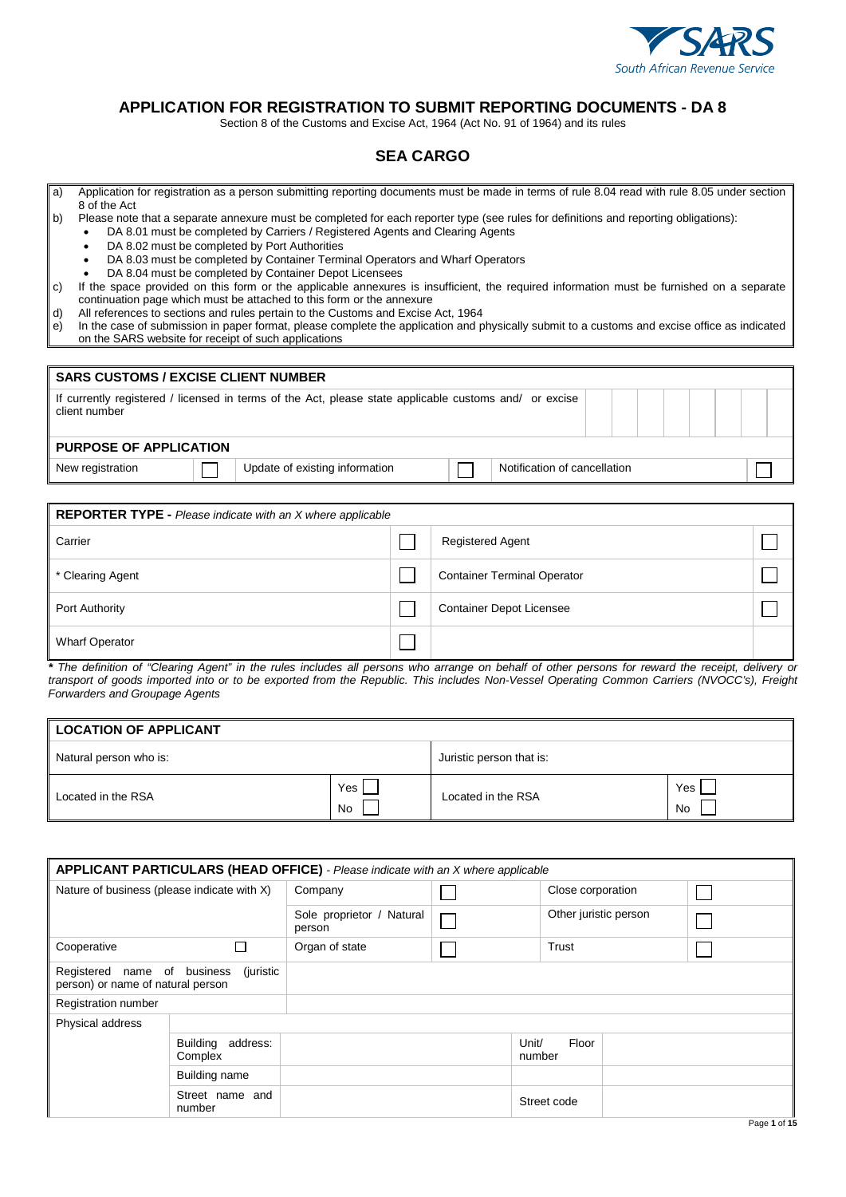South African Revenue Service

# APPLICATION FOR REGISTRATION TO SUBMIT REPORTING DOCUMENTS - DA 8

Section 8 of the Customs and Excise Act, 1964 (Act No. 91 of 1964) and its rules

## SEA CARGO

a) Application for registration as a person submitting reporting documents must be made in terms of rule 8.04 read with rule 8.05 under section 8 of the Act

b) Please note that a separate annexure must be completed for each reporter type (see rules for definitions and reporting obligations):
- DA 8.01 must be completed by Carriers / Registered Agents and Clearing Agents
- DA 8.02 must be completed by Port Authorities
- DA 8.03 must be completed by Container Terminal Operators and Wharf Operators
- DA 8.04 must be completed by Container Depot Licensees

c) If the space provided on this form or the applicable annexures is insufficient, the required information must be furnished on a separate continuation page which must be attached to this form or the annexure

d) All references to sections and rules pertain to the Customs and Excise Act, 1964

e) In the case of submission in paper format, please complete the application and physically submit to a customs and excise office as indicated on the SARS website for receipt of such applications

| **SARS CUSTOMS / EXCISE CLIENT NUMBER** | | | | | |
|---|---|---|---|---|---|
| If currently registered / licensed in terms of the Act, please state applicable customs and/ or excise client number | | | | | |
| **PURPOSE OF APPLICATION** | | | | | |
| New registration | ☐ | Update of existing information | ☐ | Notification of cancellation | ☐ |

| **REPORTER TYPE** - *Please indicate with an X where applicable* | | | |
|---|---|---|---|
| Carrier | ☐ | Registered Agent | ☐ |
| * Clearing Agent | ☐ | Container Terminal Operator | ☐ |
| Port Authority | ☐ | Container Depot Licensee | ☐ |
| Wharf Operator | ☐ | | |

***** *The definition of "Clearing Agent" in the rules includes all persons who arrange on behalf of other persons for reward the receipt, delivery or transport of goods imported into or to be exported from the Republic. This includes Non-Vessel Operating Common Carriers (NVOCC's), Freight Forwarders and Groupage Agents*

| **LOCATION OF APPLICANT** | | | |
|---|---|---|---|
| Natural person who is: | | Juristic person that is: | |
| Located in the RSA | Yes ☐ No ☐ | Located in the RSA | Yes ☐ No ☐ |

| **APPLICANT PARTICULARS (HEAD OFFICE)** - *Please indicate with an X where applicable* | | | | | |
|---|---|---|---|---|---|
| Nature of business (please indicate with X) | | Company | ☐ | Close corporation | ☐ |
| | | Sole proprietor / Natural person | ☐ | Other juristic person | ☐ |
| Cooperative | ☐ | Organ of state | ☐ | Trust | ☐ |
| Registered name of business (juristic person) or name of natural person | | | | | |
| Registration number | | | | | |
| Physical address | | | | | |
| | Building address: Complex | | | Unit/ Floor number | |
| | Building name | | | | |
| | Street name and number | | | Street code | |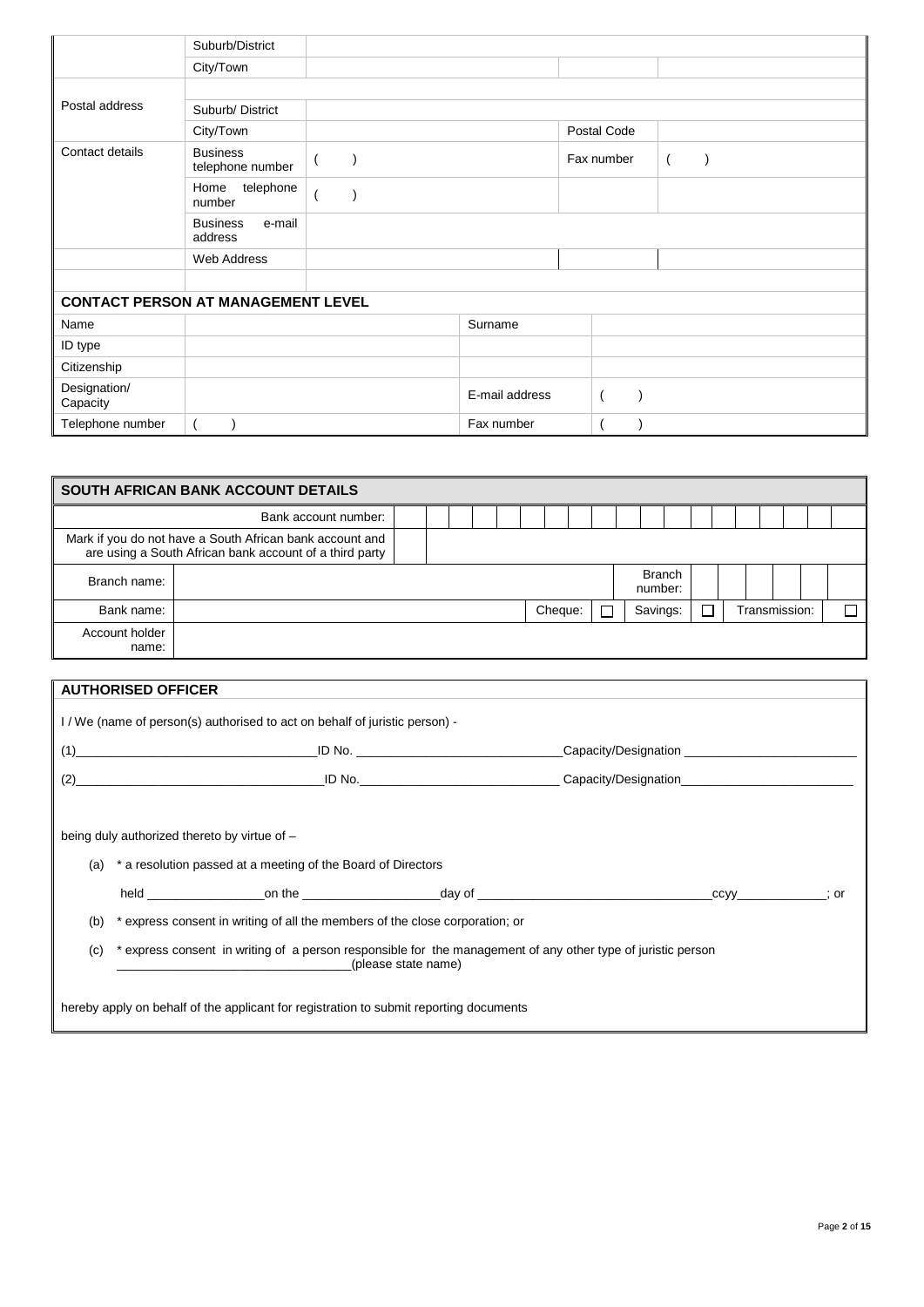| | | | | |
|---|---|---|---|---|
| | Suburb/District | | | |
| | City/Town | | | |
| | | | | |
| Postal address | Suburb/ District | | | |
| | City/Town | | Postal Code | |
| Contact details | Business telephone number | (     ) | Fax number | (     ) |
| | Home telephone number | (     ) | | |
| | Business e-mail address | | | |
| | Web Address | | | |

| **CONTACT PERSON AT MANAGEMENT LEVEL** | | | |
|---|---|---|---|
| Name | | Surname | |
| ID type | | | |
| Citizenship | | | |
| Designation/ Capacity | | E-mail address | (     ) |
| Telephone number | (     ) | Fax number | (     ) |

| **SOUTH AFRICAN BANK ACCOUNT DETAILS** | | | | | | | |
|---|---|---|---|---|---|---|---|
| Bank account number: | | | | | | | |
| Mark if you do not have a South African bank account and are using a South African bank account of a third party | | | | | | | |
| Branch name: | | | | Branch number: | | | |
| Bank name: | | Cheque: | ☐ | Savings: | ☐ | Transmission: | ☐ |
| Account holder name: | | | | | | | |

**AUTHORISED OFFICER**

I / We (name of person(s) authorised to act on behalf of juristic person) -

(1)__________________________________ID No. ____________________________Capacity/Designation ________________________

(2)__________________________________ID No.____________________________ Capacity/Designation________________________

being duly authorized thereto by virtue of –

(a) * a resolution passed at a meeting of the Board of Directors

held ________________on the ___________________day of ________________________________ccyy____________; or

(b) * express consent in writing of all the members of the close corporation; or

(c) * express consent in writing of a person responsible for the management of any other type of juristic person __________________________________(please state name)

hereby apply on behalf of the applicant for registration to submit reporting documents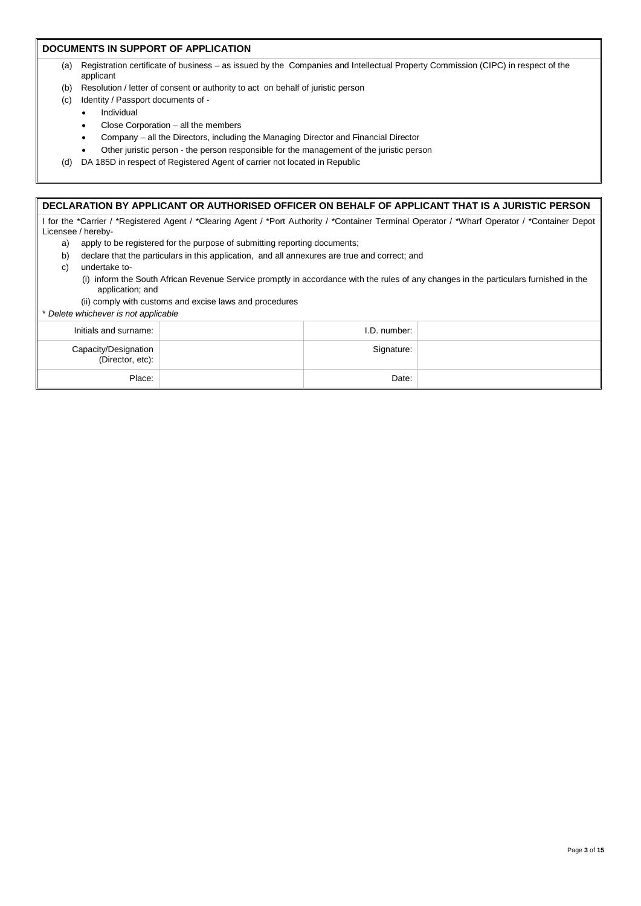## DOCUMENTS IN SUPPORT OF APPLICATION

(a) Registration certificate of business – as issued by the Companies and Intellectual Property Commission (CIPC) in respect of the applicant

(b) Resolution / letter of consent or authority to act on behalf of juristic person

(c) Identity / Passport documents of -

- Individual
- Close Corporation – all the members
- Company – all the Directors, including the Managing Director and Financial Director
- Other juristic person - the person responsible for the management of the juristic person

(d) DA 185D in respect of Registered Agent of carrier not located in Republic

## DECLARATION BY APPLICANT OR AUTHORISED OFFICER ON BEHALF OF APPLICANT THAT IS A JURISTIC PERSON

I for the *Carrier / *Registered Agent / *Clearing Agent / *Port Authority / *Container Terminal Operator / *Wharf Operator / *Container Depot Licensee / hereby-

a) apply to be registered for the purpose of submitting reporting documents;

b) declare that the particulars in this application, and all annexures are true and correct; and

c) undertake to-

(i) inform the South African Revenue Service promptly in accordance with the rules of any changes in the particulars furnished in the application; and

(ii) comply with customs and excise laws and procedures

*\* Delete whichever is not applicable*

| | | | |
|---|---|---|---|
| Initials and surname: | | I.D. number: | |
| Capacity/Designation (Director, etc): | | Signature: | |
| Place: | | Date: | |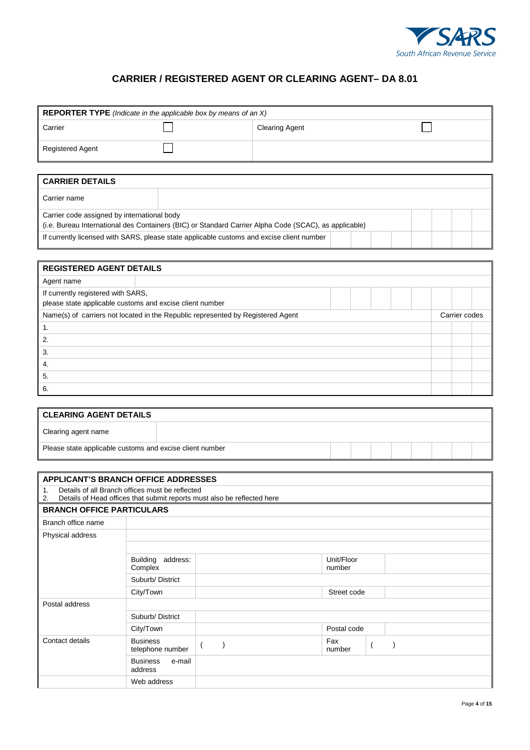# CARRIER / REGISTERED AGENT OR CLEARING AGENT– DA 8.01

| **REPORTER TYPE** *(Indicate in the applicable box by means of an X)* | | | |
|---|---|---|---|
| Carrier | ☐ | Clearing Agent | ☐ |
| Registered Agent | ☐ | | |

| **CARRIER DETAILS** | | |
|---|---|---|
| Carrier name | | |
| Carrier code assigned by international body<br>(i.e. Bureau International des Containers (BIC) or Standard Carrier Alpha Code (SCAC), as applicable) | | |
| If currently licensed with SARS, please state applicable customs and excise client number | | |

| **REGISTERED AGENT DETAILS** | |
|---|---|
| Agent name | |
| If currently registered with SARS,<br>please state applicable customs and excise client number | |
| Name(s) of carriers not located in the Republic represented by Registered Agent | Carrier codes |
| 1. | |
| 2. | |
| 3. | |
| 4. | |
| 5. | |
| 6. | |

| **CLEARING AGENT DETAILS** | |
|---|---|
| Clearing agent name | |
| Please state applicable customs and excise client number | |

**APPLICANT'S BRANCH OFFICE ADDRESSES**

1. Details of all Branch offices must be reflected
2. Details of Head offices that submit reports must also be reflected here

| **BRANCH OFFICE PARTICULARS** | | | | |
|---|---|---|---|---|
| Branch office name | | | | |
| Physical address | | | | |
| | | | | |
| | Building address: Complex | | Unit/Floor number | |
| | Suburb/ District | | | |
| | City/Town | | Street code | |
| Postal address | | | | |
| | Suburb/ District | | | |
| | City/Town | | Postal code | |
| Contact details | Business telephone number | (   ) | Fax number | (   ) |
| | Business e-mail address | | | |
| | Web address | | | |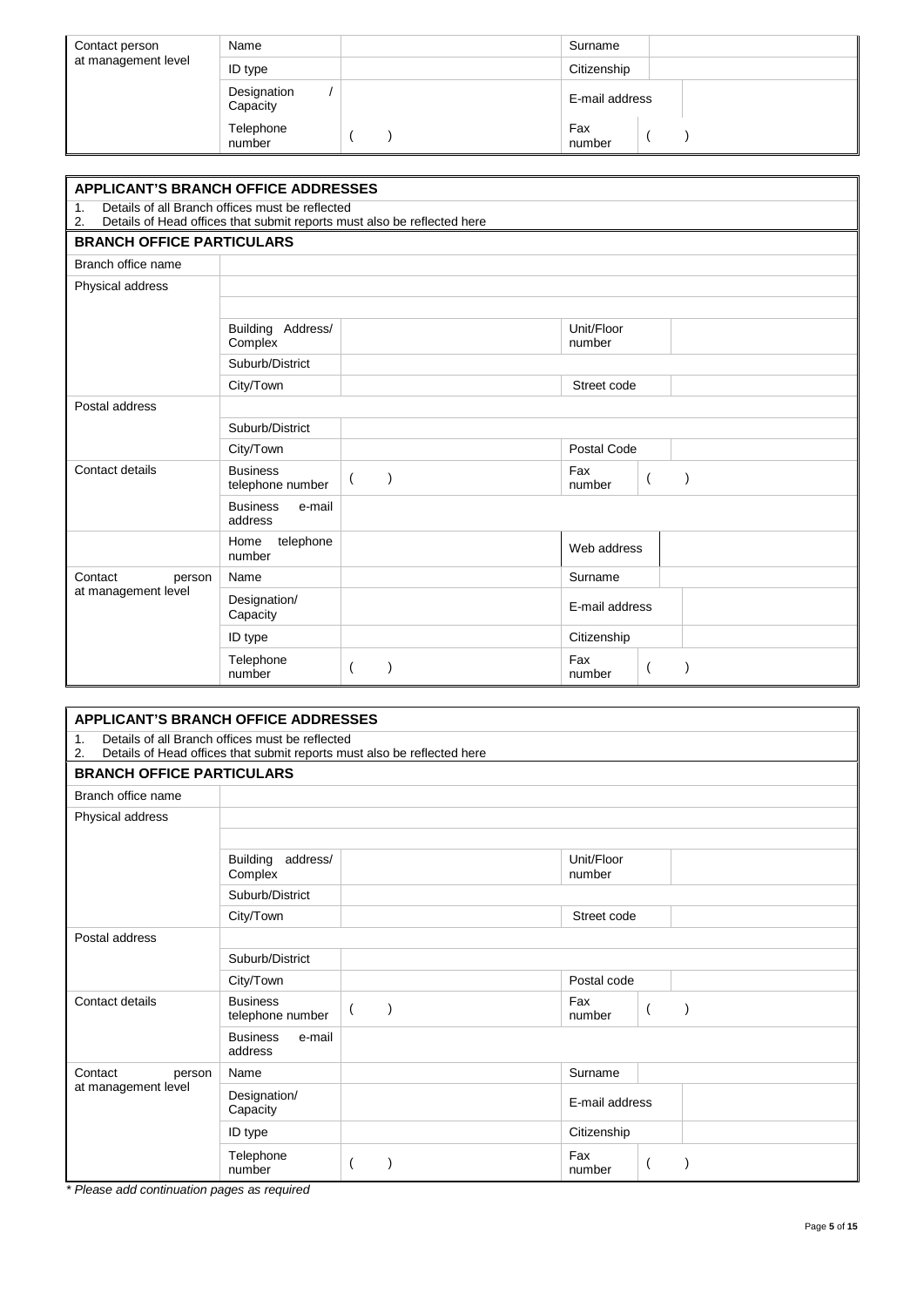| Contact person at management level | Name | | Surname | |
|---|---|---|---|---|
| | ID type | | Citizenship | |
| | Designation / Capacity | | E-mail address | |
| | Telephone number | ( ) | Fax number | ( ) |

## APPLICANT'S BRANCH OFFICE ADDRESSES

1. Details of all Branch offices must be reflected
2. Details of Head offices that submit reports must also be reflected here

### BRANCH OFFICE PARTICULARS

| Branch office name | | | | |
|---|---|---|---|---|
| Physical address | | | | |
| | | | | |
| | Building Address/ Complex | | Unit/Floor number | |
| | Suburb/District | | | |
| | City/Town | | Street code | |
| Postal address | | | | |
| | Suburb/District | | | |
| | City/Town | | Postal Code | |
| Contact details | Business telephone number | ( ) | Fax number | ( ) |
| | Business e-mail address | | | |
| | Home telephone number | | Web address | |
| Contact person at management level | Name | | Surname | |
| | Designation/ Capacity | | E-mail address | |
| | ID type | | Citizenship | |
| | Telephone number | ( ) | Fax number | ( ) |

## APPLICANT'S BRANCH OFFICE ADDRESSES

1. Details of all Branch offices must be reflected
2. Details of Head offices that submit reports must also be reflected here

### BRANCH OFFICE PARTICULARS

| Branch office name | | | | |
|---|---|---|---|---|
| Physical address | | | | |
| | | | | |
| | Building address/ Complex | | Unit/Floor number | |
| | Suburb/District | | | |
| | City/Town | | Street code | |
| Postal address | | | | |
| | Suburb/District | | | |
| | City/Town | | Postal code | |
| Contact details | Business telephone number | ( ) | Fax number | ( ) |
| | Business e-mail address | | | |
| Contact person at management level | Name | | Surname | |
| | Designation/ Capacity | | E-mail address | |
| | ID type | | Citizenship | |
| | Telephone number | ( ) | Fax number | ( ) |

*\* Please add continuation pages as required*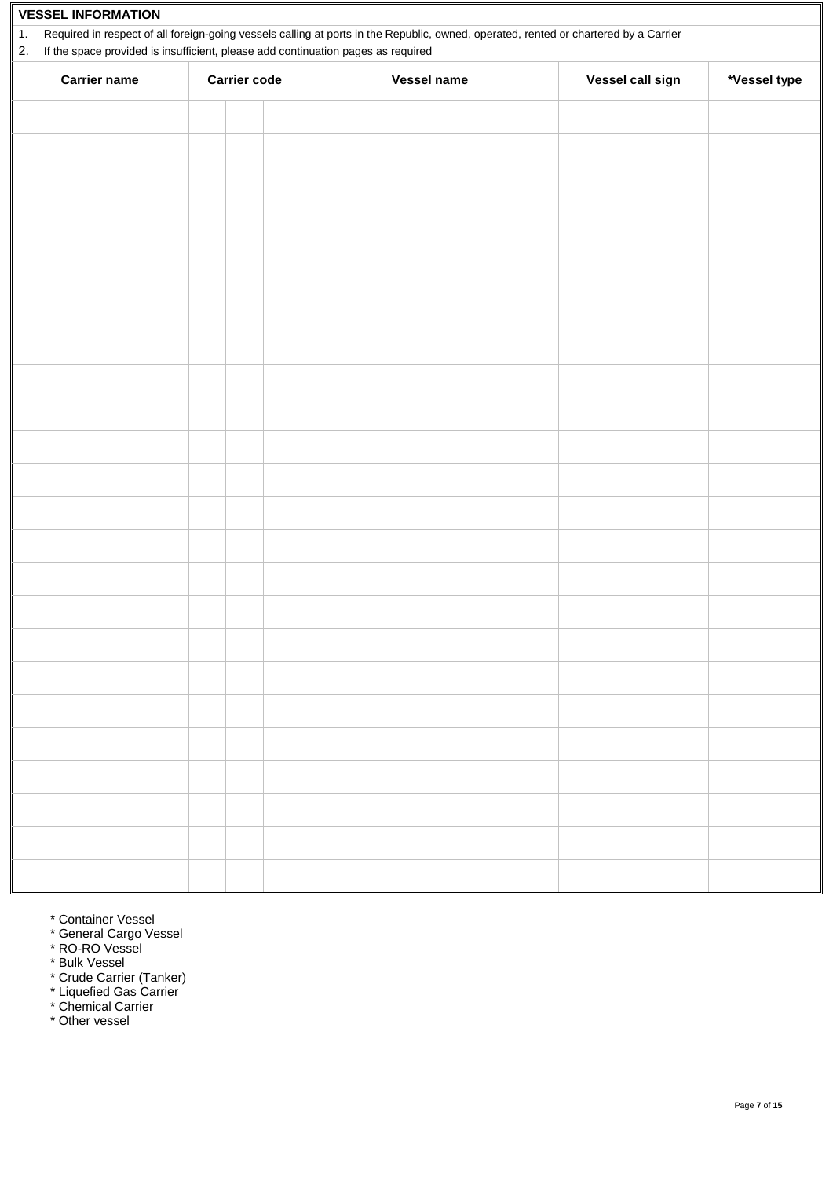## VESSEL INFORMATION

1. Required in respect of all foreign-going vessels calling at ports in the Republic, owned, operated, rented or chartered by a Carrier
2. If the space provided is insufficient, please add continuation pages as required

| Carrier name | Carrier code | | | Vessel name | Vessel call sign | *Vessel type |
|---|---|---|---|---|---|---|
| | | | | | | |
| | | | | | | |
| | | | | | | |
| | | | | | | |
| | | | | | | |
| | | | | | | |
| | | | | | | |
| | | | | | | |
| | | | | | | |
| | | | | | | |
| | | | | | | |
| | | | | | | |
| | | | | | | |
| | | | | | | |
| | | | | | | |
| | | | | | | |
| | | | | | | |
| | | | | | | |
| | | | | | | |
| | | | | | | |
| | | | | | | |
| | | | | | | |
| | | | | | | |
| | | | | | | |

* Container Vessel
* General Cargo Vessel
* RO-RO Vessel
* Bulk Vessel
* Crude Carrier (Tanker)
* Liquefied Gas Carrier
* Chemical Carrier
* Other vessel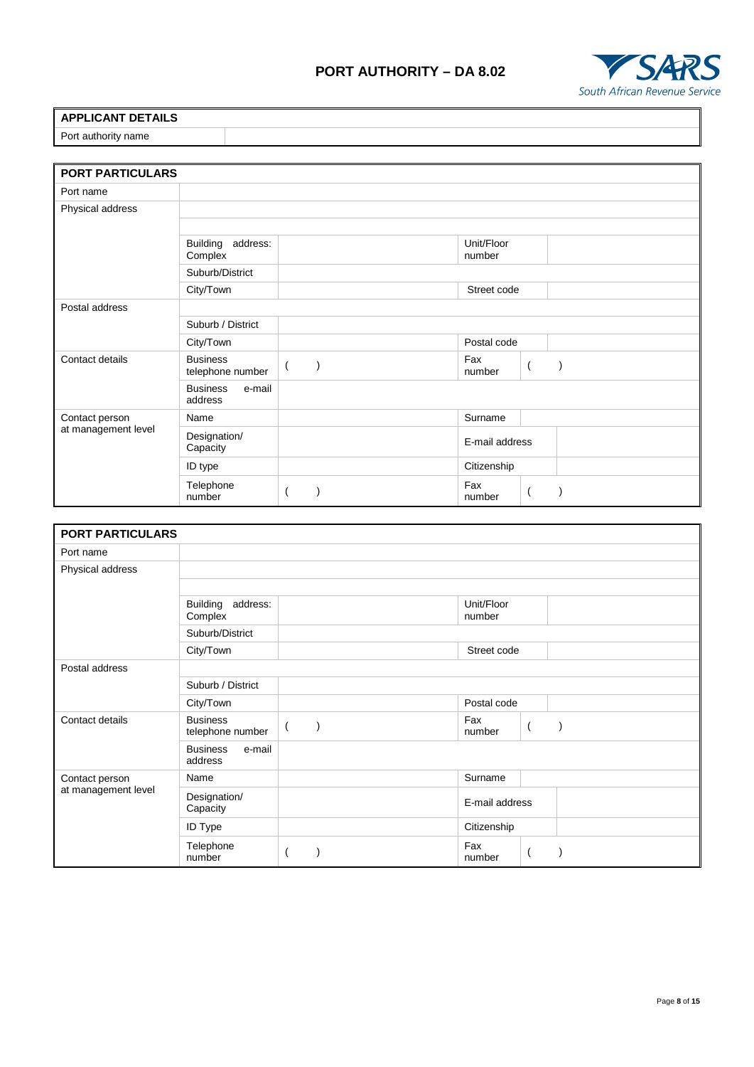# PORT AUTHORITY – DA 8.02

| APPLICANT DETAILS | |
|---|---|
| Port authority name | |

| PORT PARTICULARS | | | | |
|---|---|---|---|---|
| Port name | | | | |
| Physical address | | | | |
| | | | | |
| | Building address: Complex | | Unit/Floor number | |
| | Suburb/District | | | |
| | City/Town | | Street code | |
| Postal address | | | | |
| | Suburb / District | | | |
| | City/Town | | Postal code | |
| Contact details | Business telephone number | (    ) | Fax number | (    ) |
| | Business e-mail address | | | |
| Contact person at management level | Name | | Surname | |
| | Designation/ Capacity | | E-mail address | |
| | ID type | | Citizenship | |
| | Telephone number | (    ) | Fax number | (    ) |

| PORT PARTICULARS | | | | |
|---|---|---|---|---|
| Port name | | | | |
| Physical address | | | | |
| | | | | |
| | Building address: Complex | | Unit/Floor number | |
| | Suburb/District | | | |
| | City/Town | | Street code | |
| Postal address | | | | |
| | Suburb / District | | | |
| | City/Town | | Postal code | |
| Contact details | Business telephone number | (    ) | Fax number | (    ) |
| | Business e-mail address | | | |
| Contact person at management level | Name | | Surname | |
| | Designation/ Capacity | | E-mail address | |
| | ID Type | | Citizenship | |
| | Telephone number | (    ) | Fax number | (    ) |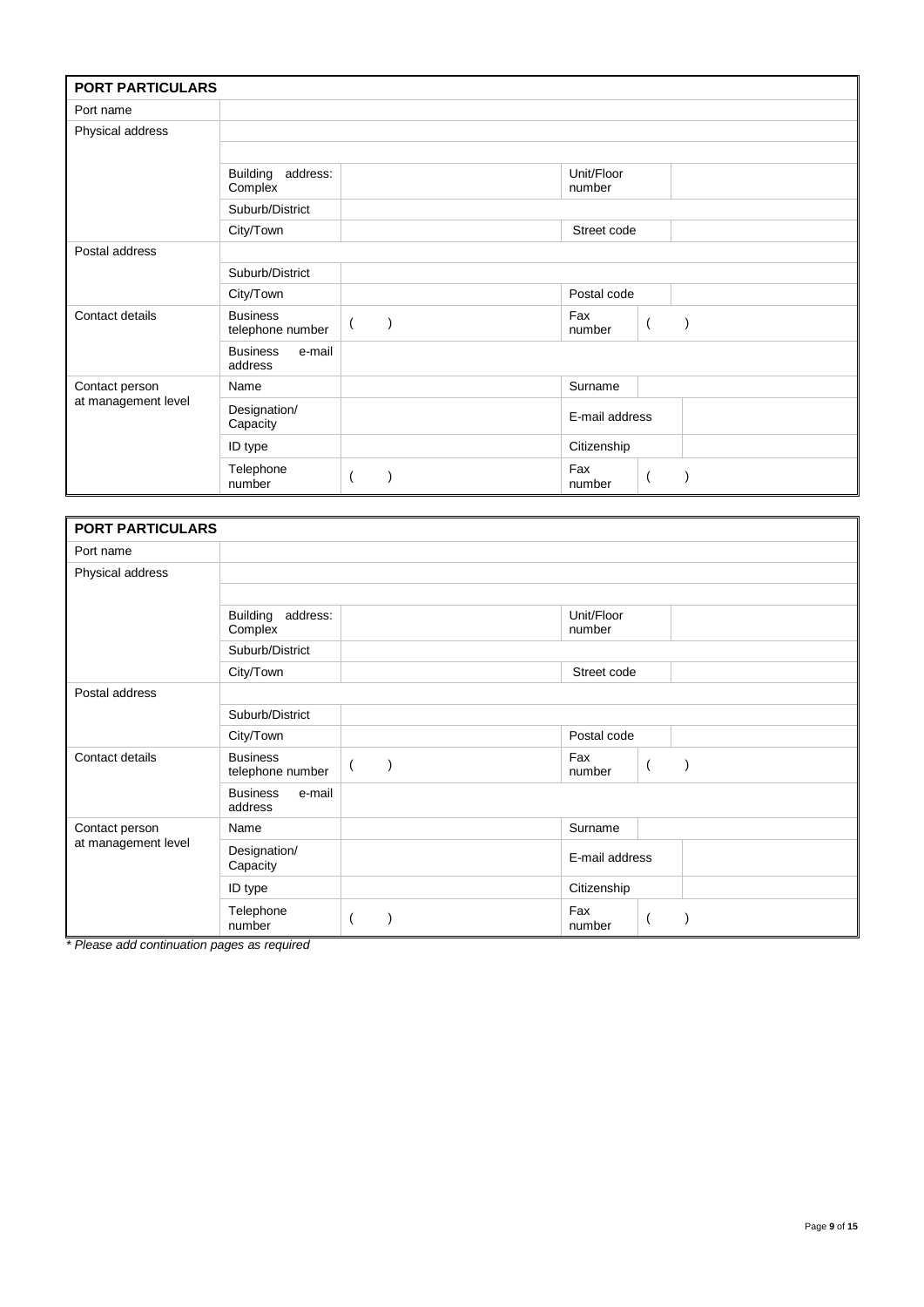| PORT PARTICULARS | | | | |
|---|---|---|---|---|
| Port name | | | | |
| Physical address | | | | |
| | | | | |
| | Building address: Complex | | Unit/Floor number | |
| | Suburb/District | | | |
| | City/Town | | Street code | |
| Postal address | | | | |
| | Suburb/District | | | |
| | City/Town | | Postal code | |
| Contact details | Business telephone number | (     ) | Fax number | (     ) |
| | Business e-mail address | | | |
| Contact person at management level | Name | | Surname | |
| | Designation/ Capacity | | E-mail address | |
| | ID type | | Citizenship | |
| | Telephone number | (     ) | Fax number | (     ) |

| PORT PARTICULARS | | | | |
|---|---|---|---|---|
| Port name | | | | |
| Physical address | | | | |
| | | | | |
| | Building address: Complex | | Unit/Floor number | |
| | Suburb/District | | | |
| | City/Town | | Street code | |
| Postal address | | | | |
| | Suburb/District | | | |
| | City/Town | | Postal code | |
| Contact details | Business telephone number | (     ) | Fax number | (     ) |
| | Business e-mail address | | | |
| Contact person at management level | Name | | Surname | |
| | Designation/ Capacity | | E-mail address | |
| | ID type | | Citizenship | |
| | Telephone number | (     ) | Fax number | (     ) |

*\* Please add continuation pages as required*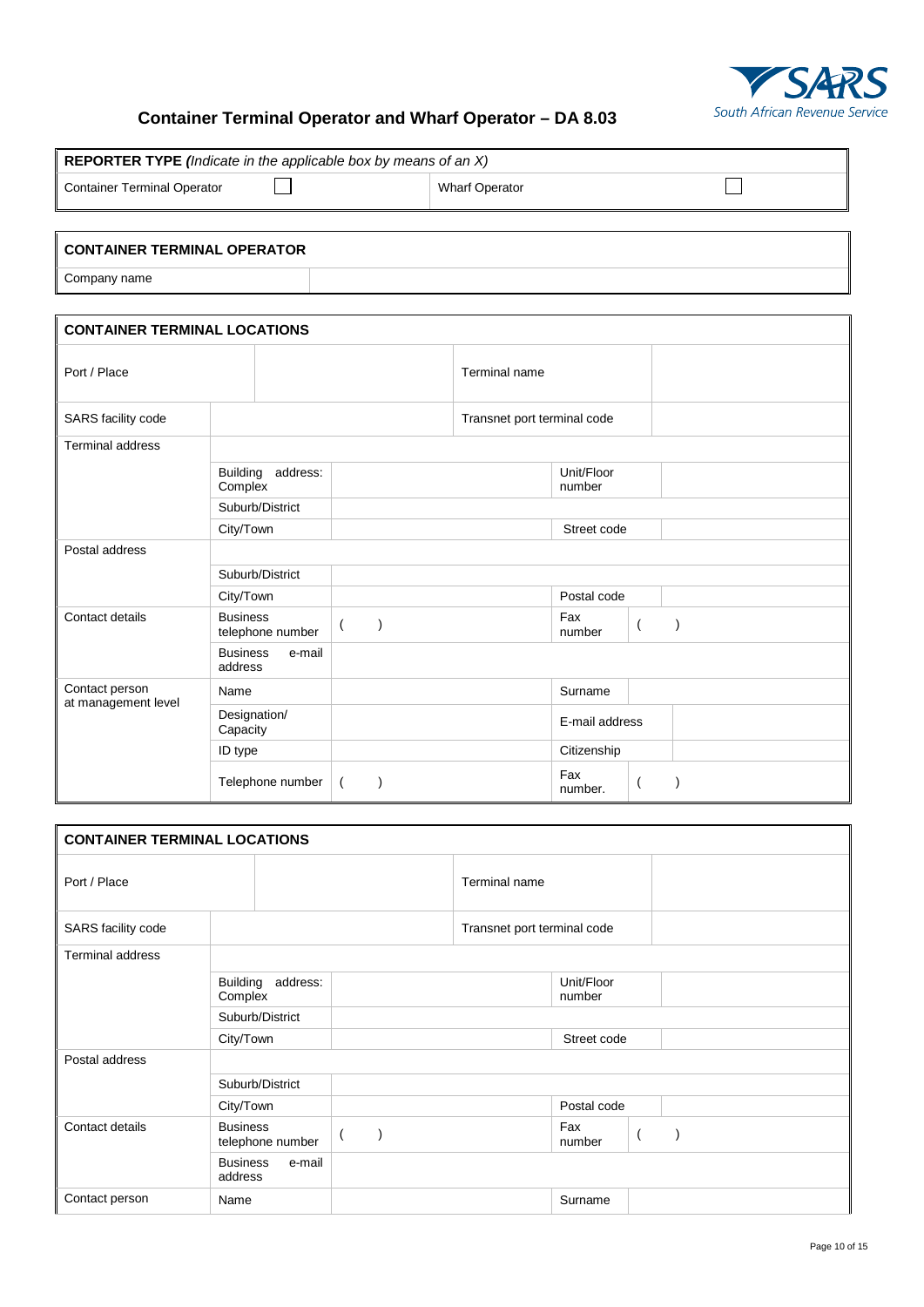# Container Terminal Operator and Wharf Operator – DA 8.03

| **REPORTER TYPE** ***(****Indicate in the applicable box by means of an X)* | | | |
|---|---|---|---|
| Container Terminal Operator | ☐ | Wharf Operator | ☐ |

| **CONTAINER TERMINAL OPERATOR** | |
|---|---|
| Company name | |

| **CONTAINER TERMINAL LOCATIONS** | | | | |
|---|---|---|---|---|
| Port / Place | | | Terminal name | |
| SARS facility code | | | Transnet port terminal code | |
| Terminal address | | | | |
| | Building address: Complex | | Unit/Floor number | |
| | Suburb/District | | | |
| | City/Town | | Street code | |
| Postal address | | | | |
| | Suburb/District | | | |
| | City/Town | | Postal code | |
| Contact details | Business telephone number | (  ) | Fax number | (  ) |
| | Business e-mail address | | | |
| Contact person at management level | Name | | Surname | |
| | Designation/ Capacity | | E-mail address | |
| | ID type | | Citizenship | |
| | Telephone number | (  ) | Fax number. | (  ) |

| **CONTAINER TERMINAL LOCATIONS** | | | | |
|---|---|---|---|---|
| Port / Place | | | Terminal name | |
| SARS facility code | | | Transnet port terminal code | |
| Terminal address | | | | |
| | Building address: Complex | | Unit/Floor number | |
| | Suburb/District | | | |
| | City/Town | | Street code | |
| Postal address | | | | |
| | Suburb/District | | | |
| | City/Town | | Postal code | |
| Contact details | Business telephone number | (  ) | Fax number | (  ) |
| | Business e-mail address | | | |
| Contact person | Name | | Surname | |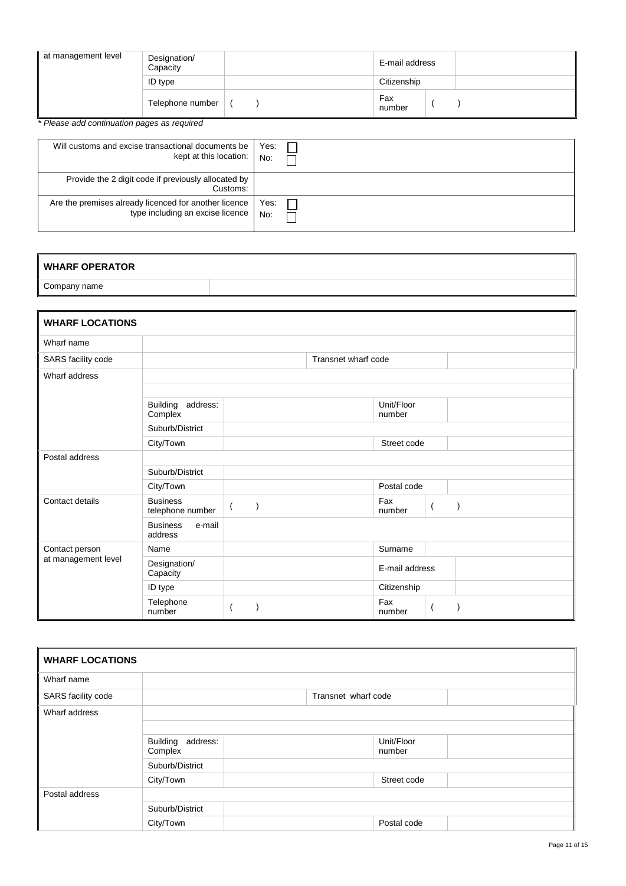| at management level | Designation/ Capacity | | E-mail address | |
|---|---|---|---|---|
| | ID type | | Citizenship | |
| | Telephone number | (     ) | Fax number | (     ) |

*\* Please add continuation pages as required*

| | |
|---|---|
| Will customs and excise transactional documents be kept at this location: | Yes: ☐<br>No: ☐ |
| Provide the 2 digit code if previously allocated by Customs: | |
| Are the premises already licenced for another licence type including an excise licence | Yes: ☐<br>No: ☐ |

| **WHARF OPERATOR** | |
|---|---|
| Company name | |

| **WHARF LOCATIONS** | | | | |
|---|---|---|---|---|
| Wharf name | | | | |
| SARS facility code | | | Transnet wharf code | |
| Wharf address | | | | |
| | | | | |
| | Building address: Complex | | Unit/Floor number | |
| | Suburb/District | | | |
| | City/Town | | Street code | |
| Postal address | | | | |
| | Suburb/District | | | |
| | City/Town | | Postal code | |
| Contact details | Business telephone number | (     ) | Fax number | (     ) |
| | Business e-mail address | | | |
| Contact person at management level | Name | | Surname | |
| | Designation/ Capacity | | E-mail address | |
| | ID type | | Citizenship | |
| | Telephone number | (     ) | Fax number | (     ) |

| **WHARF LOCATIONS** | | | | |
|---|---|---|---|---|
| Wharf name | | | | |
| SARS facility code | | | Transnet wharf code | |
| Wharf address | | | | |
| | | | | |
| | Building address: Complex | | Unit/Floor number | |
| | Suburb/District | | | |
| | City/Town | | Street code | |
| Postal address | | | | |
| | Suburb/District | | | |
| | City/Town | | Postal code | |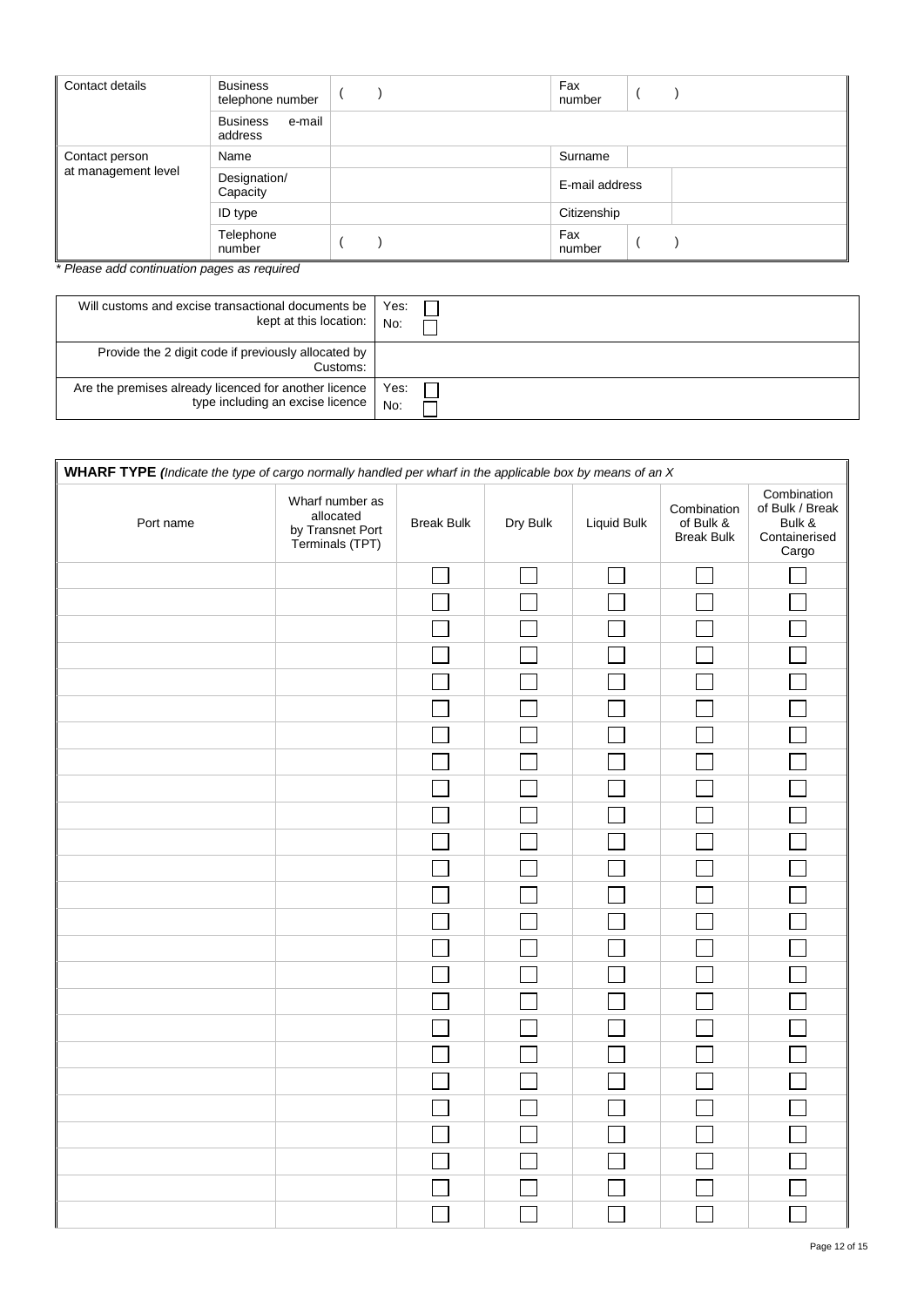| Contact details | Business telephone number | ( ) | Fax number | ( ) |
|---|---|---|---|---|
| | Business e-mail address | | | |
| Contact person at management level | Name | | Surname | |
| | Designation/ Capacity | | E-mail address | |
| | ID type | | Citizenship | |
| | Telephone number | ( ) | Fax number | ( ) |

*\* Please add continuation pages as required*

| | |
|---|---|
| Will customs and excise transactional documents be kept at this location: | Yes: ☐ No: ☐ |
| Provide the 2 digit code if previously allocated by Customs: | |
| Are the premises already licenced for another licence type including an excise licence | Yes: ☐ No: ☐ |

**WHARF TYPE** *(Indicate the type of cargo normally handled per wharf in the applicable box by means of an X*

| Port name | Wharf number as allocated by Transnet Port Terminals (TPT) | Break Bulk | Dry Bulk | Liquid Bulk | Combination of Bulk & Break Bulk | Combination of Bulk / Break Bulk & Containerised Cargo |
|---|---|---|---|---|---|---|
| | | ☐ | ☐ | ☐ | ☐ | ☐ |
| | | ☐ | ☐ | ☐ | ☐ | ☐ |
| | | ☐ | ☐ | ☐ | ☐ | ☐ |
| | | ☐ | ☐ | ☐ | ☐ | ☐ |
| | | ☐ | ☐ | ☐ | ☐ | ☐ |
| | | ☐ | ☐ | ☐ | ☐ | ☐ |
| | | ☐ | ☐ | ☐ | ☐ | ☐ |
| | | ☐ | ☐ | ☐ | ☐ | ☐ |
| | | ☐ | ☐ | ☐ | ☐ | ☐ |
| | | ☐ | ☐ | ☐ | ☐ | ☐ |
| | | ☐ | ☐ | ☐ | ☐ | ☐ |
| | | ☐ | ☐ | ☐ | ☐ | ☐ |
| | | ☐ | ☐ | ☐ | ☐ | ☐ |
| | | ☐ | ☐ | ☐ | ☐ | ☐ |
| | | ☐ | ☐ | ☐ | ☐ | ☐ |
| | | ☐ | ☐ | ☐ | ☐ | ☐ |
| | | ☐ | ☐ | ☐ | ☐ | ☐ |
| | | ☐ | ☐ | ☐ | ☐ | ☐ |
| | | ☐ | ☐ | ☐ | ☐ | ☐ |
| | | ☐ | ☐ | ☐ | ☐ | ☐ |
| | | ☐ | ☐ | ☐ | ☐ | ☐ |
| | | ☐ | ☐ | ☐ | ☐ | ☐ |
| | | ☐ | ☐ | ☐ | ☐ | ☐ |
| | | ☐ | ☐ | ☐ | ☐ | ☐ |
| | | ☐ | ☐ | ☐ | ☐ | ☐ |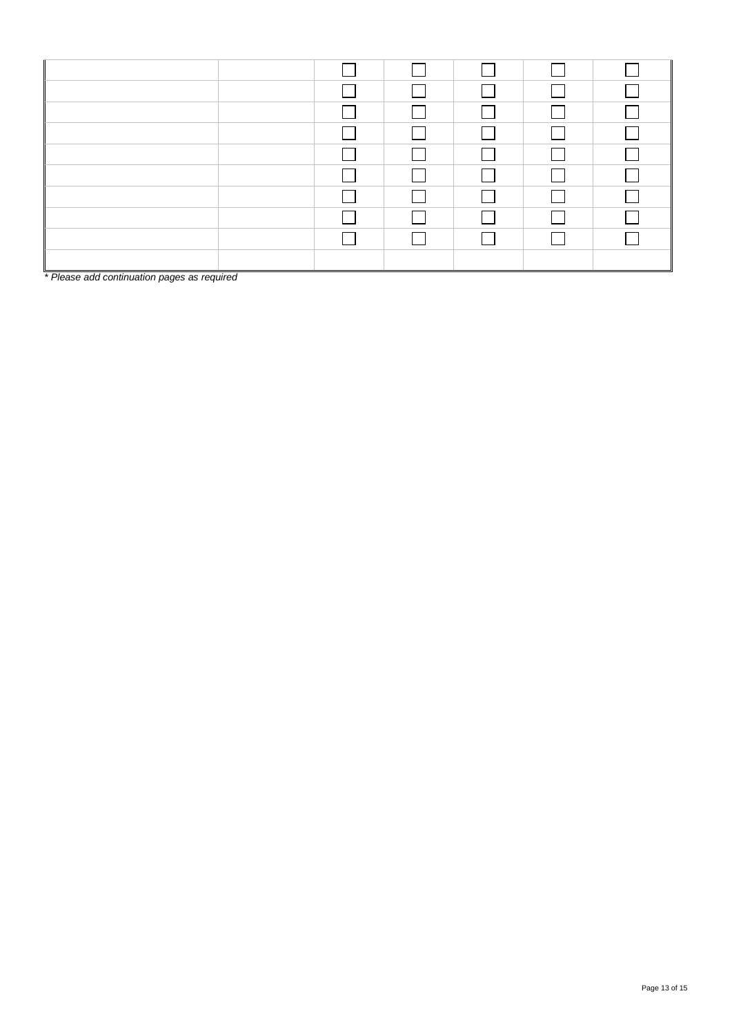| | | | | | | |
|---|---|---|---|---|---|---|
| | | ☐ | ☐ | ☐ | ☐ | ☐ |
| | | ☐ | ☐ | ☐ | ☐ | ☐ |
| | | ☐ | ☐ | ☐ | ☐ | ☐ |
| | | ☐ | ☐ | ☐ | ☐ | ☐ |
| | | ☐ | ☐ | ☐ | ☐ | ☐ |
| | | ☐ | ☐ | ☐ | ☐ | ☐ |
| | | ☐ | ☐ | ☐ | ☐ | ☐ |
| | | ☐ | ☐ | ☐ | ☐ | ☐ |
| | | ☐ | ☐ | ☐ | ☐ | ☐ |
| | | | | | | |

*\* Please add continuation pages as required*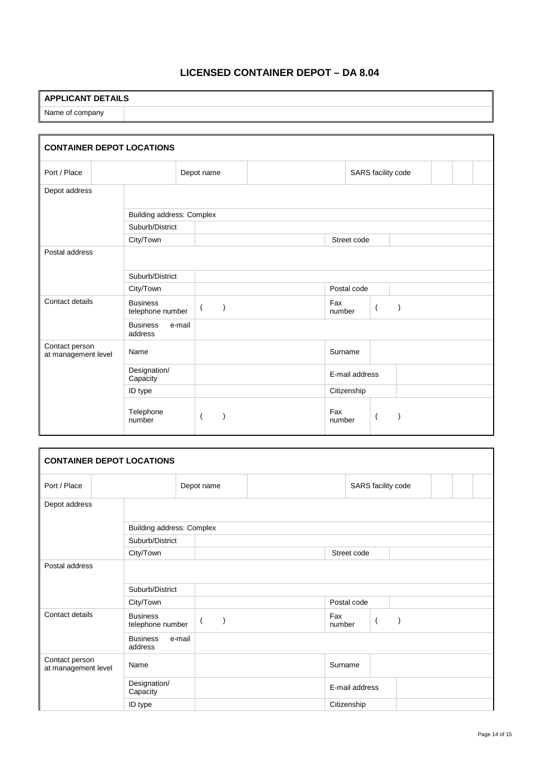# LICENSED CONTAINER DEPOT – DA 8.04

| APPLICANT DETAILS | |
|---|---|
| Name of company | |

| CONTAINER DEPOT LOCATIONS | | | | | | | |
|---|---|---|---|---|---|---|---|
| Port / Place | | Depot name | | SARS facility code | | | |
| Depot address | | | | | | | |
| | Building address: Complex | | | | | | |
| | Suburb/District | | | | | | |
| | City/Town | | | Street code | | | |
| Postal address | | | | | | | |
| | Suburb/District | | | | | | |
| | City/Town | | | Postal code | | | |
| Contact details | Business telephone number | ( ) | | Fax number | ( ) | | |
| | Business e-mail address | | | | | | |
| Contact person at management level | Name | | | Surname | | | |
| | Designation/ Capacity | | | E-mail address | | | |
| | ID type | | | Citizenship | | | |
| | Telephone number | ( ) | | Fax number | ( ) | | |

| CONTAINER DEPOT LOCATIONS | | | | | | | |
|---|---|---|---|---|---|---|---|
| Port / Place | | Depot name | | SARS facility code | | | |
| Depot address | | | | | | | |
| | Building address: Complex | | | | | | |
| | Suburb/District | | | | | | |
| | City/Town | | | Street code | | | |
| Postal address | | | | | | | |
| | Suburb/District | | | | | | |
| | City/Town | | | Postal code | | | |
| Contact details | Business telephone number | ( ) | | Fax number | ( ) | | |
| | Business e-mail address | | | | | | |
| Contact person at management level | Name | | | Surname | | | |
| | Designation/ Capacity | | | E-mail address | | | |
| | ID type | | | Citizenship | | | |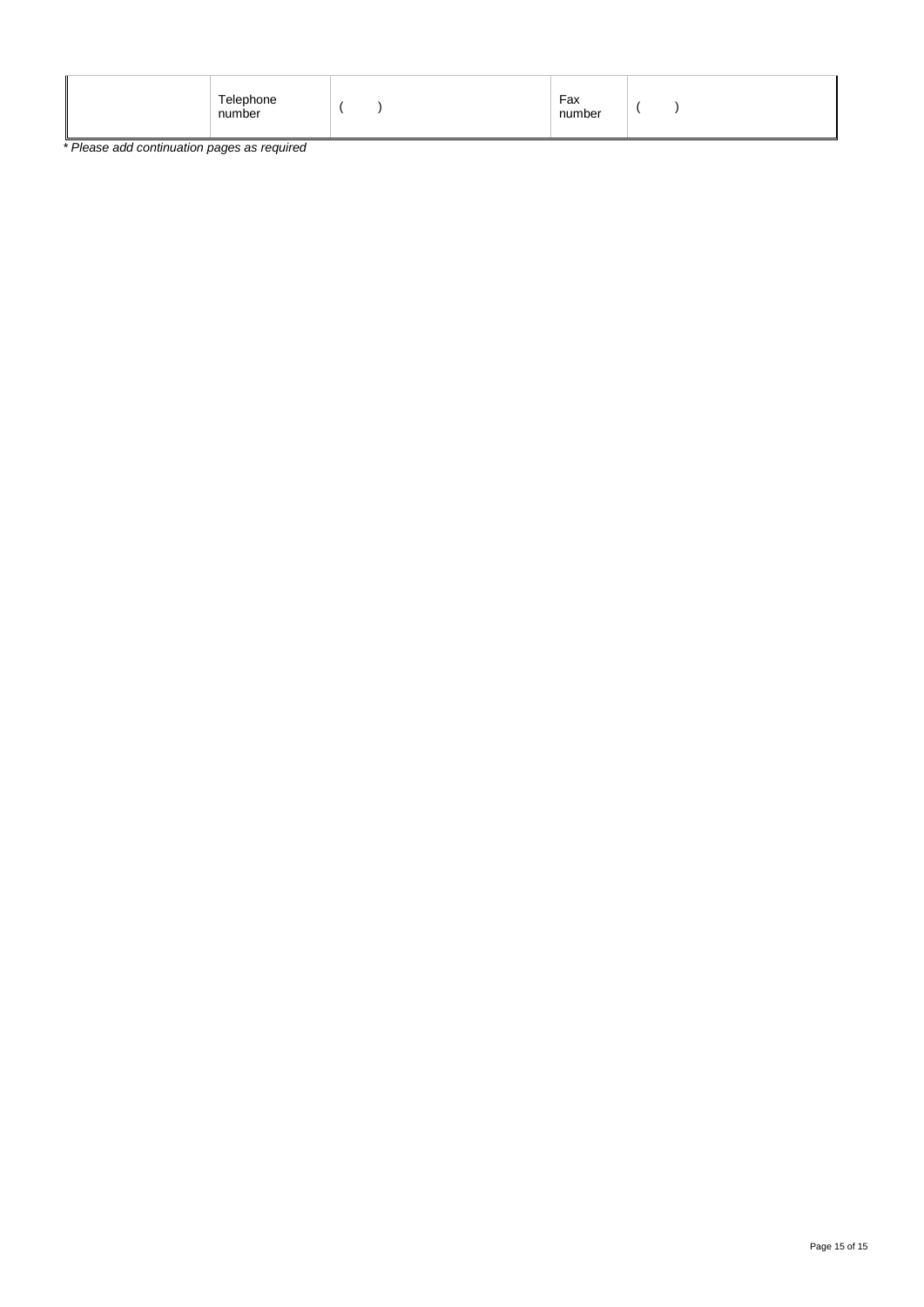| | | | | |
|---|---|---|---|---|
| | Telephone number | (     ) | Fax number | (     ) |

*\* Please add continuation pages as required*